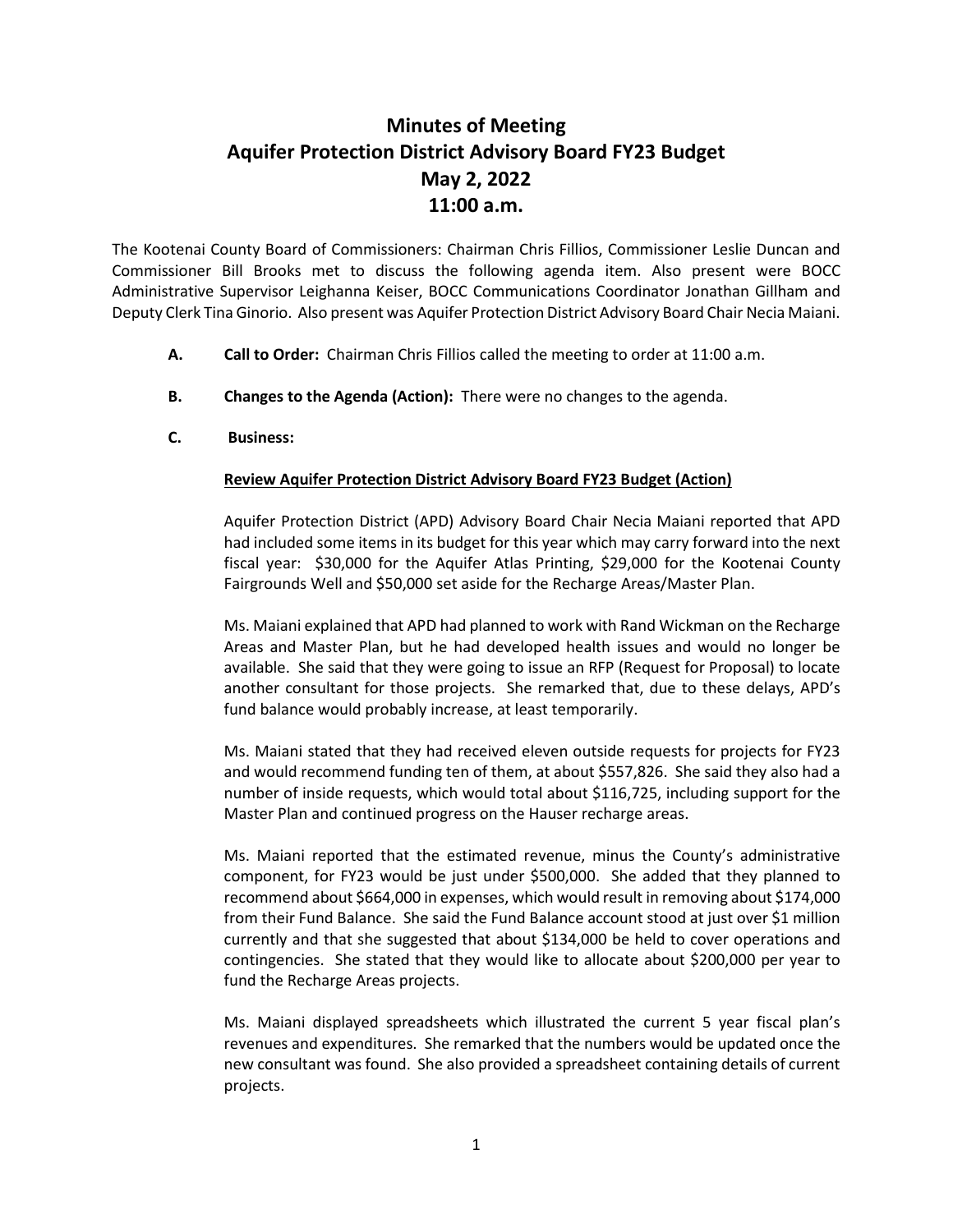# Minutes of Meeting
# Aquifer Protection District Advisory Board FY23 Budget
# May 2, 2022
# 11:00 a.m.

The Kootenai County Board of Commissioners: Chairman Chris Fillios, Commissioner Leslie Duncan and Commissioner Bill Brooks met to discuss the following agenda item. Also present were BOCC Administrative Supervisor Leighanna Keiser, BOCC Communications Coordinator Jonathan Gillham and Deputy Clerk Tina Ginorio. Also present was Aquifer Protection District Advisory Board Chair Necia Maiani.

**A. Call to Order:** Chairman Chris Fillios called the meeting to order at 11:00 a.m.

**B. Changes to the Agenda (Action):** There were no changes to the agenda.

**C. Business:**

**Review Aquifer Protection District Advisory Board FY23 Budget (Action)**

Aquifer Protection District (APD) Advisory Board Chair Necia Maiani reported that APD had included some items in its budget for this year which may carry forward into the next fiscal year: $30,000 for the Aquifer Atlas Printing, $29,000 for the Kootenai County Fairgrounds Well and $50,000 set aside for the Recharge Areas/Master Plan.

Ms. Maiani explained that APD had planned to work with Rand Wickman on the Recharge Areas and Master Plan, but he had developed health issues and would no longer be available. She said that they were going to issue an RFP (Request for Proposal) to locate another consultant for those projects. She remarked that, due to these delays, APD's fund balance would probably increase, at least temporarily.

Ms. Maiani stated that they had received eleven outside requests for projects for FY23 and would recommend funding ten of them, at about $557,826. She said they also had a number of inside requests, which would total about $116,725, including support for the Master Plan and continued progress on the Hauser recharge areas.

Ms. Maiani reported that the estimated revenue, minus the County's administrative component, for FY23 would be just under $500,000. She added that they planned to recommend about $664,000 in expenses, which would result in removing about $174,000 from their Fund Balance. She said the Fund Balance account stood at just over $1 million currently and that she suggested that about $134,000 be held to cover operations and contingencies. She stated that they would like to allocate about $200,000 per year to fund the Recharge Areas projects.

Ms. Maiani displayed spreadsheets which illustrated the current 5 year fiscal plan's revenues and expenditures. She remarked that the numbers would be updated once the new consultant was found. She also provided a spreadsheet containing details of current projects.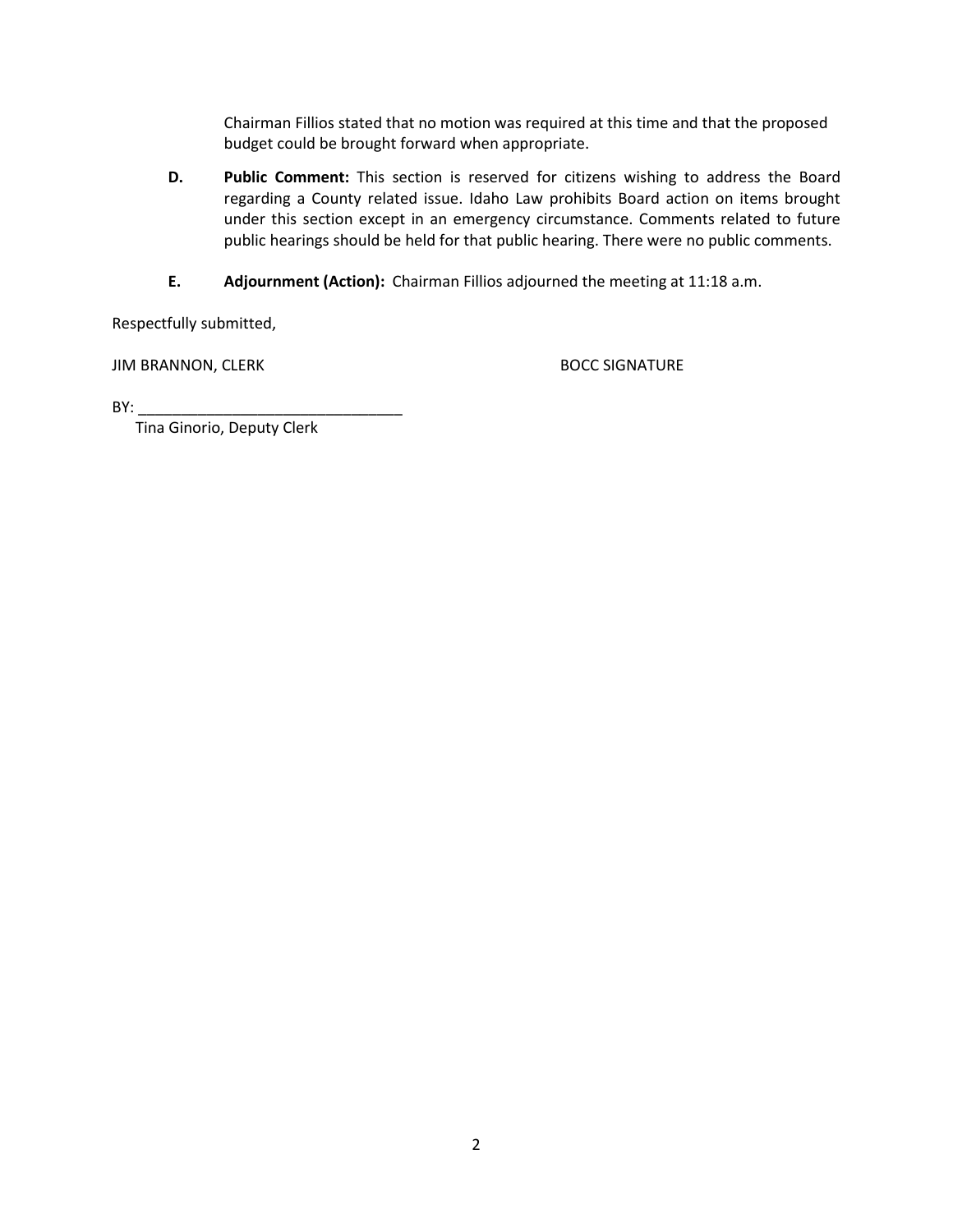Chairman Fillios stated that no motion was required at this time and that the proposed budget could be brought forward when appropriate.

**D.** **Public Comment:** This section is reserved for citizens wishing to address the Board regarding a County related issue. Idaho Law prohibits Board action on items brought under this section except in an emergency circumstance. Comments related to future public hearings should be held for that public hearing. There were no public comments.

**E.** **Adjournment (Action):** Chairman Fillios adjourned the meeting at 11:18 a.m.

Respectfully submitted,

JIM BRANNON, CLERK BOCC SIGNATURE

BY: _______________________________
Tina Ginorio, Deputy Clerk